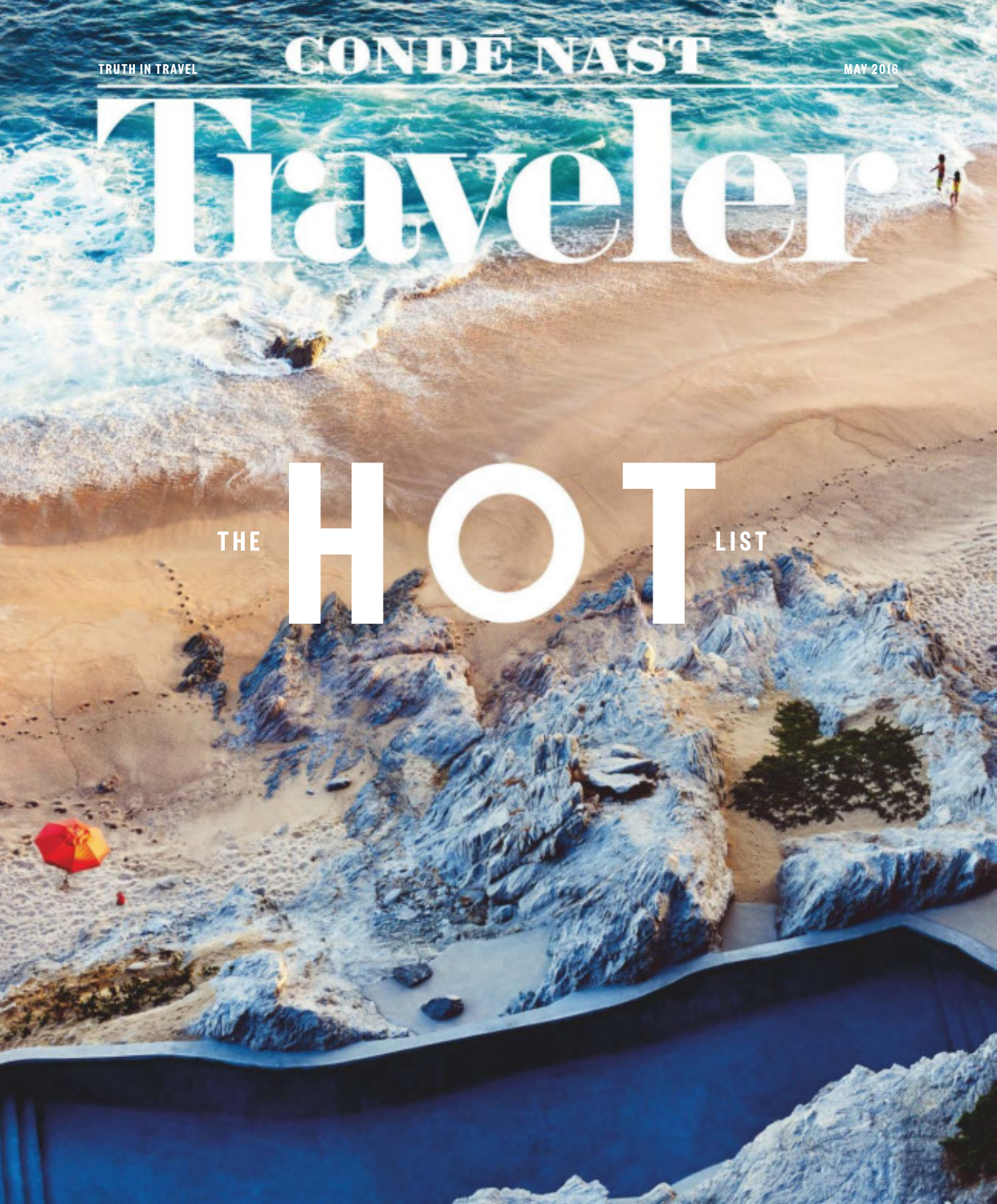TRUTH IN TRAVEL

# CONDÉ NAST Traveler

MAY 2016

# THE HOT LIST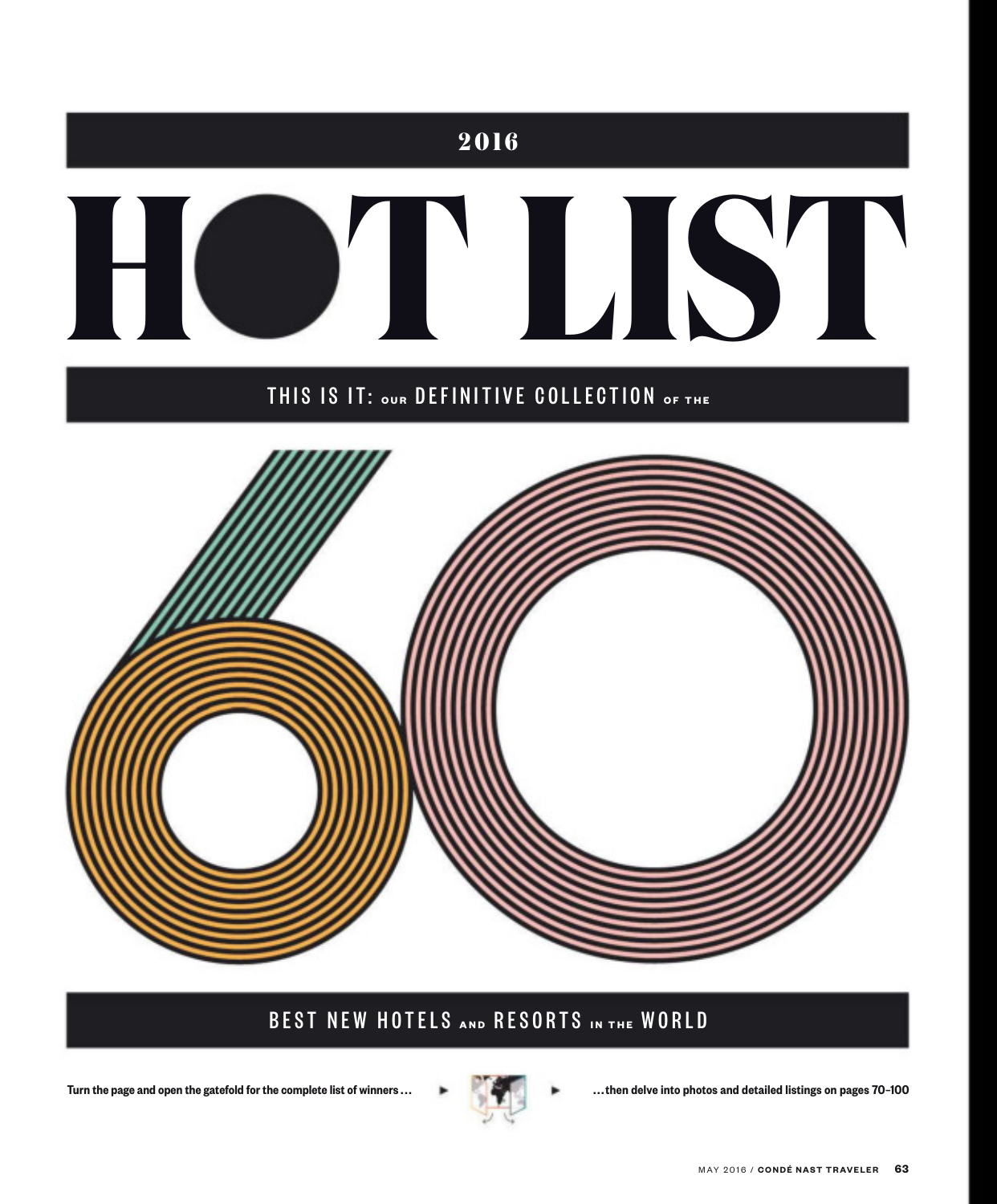2016

# HOT LIST

THIS IS IT: OUR DEFINITIVE COLLECTION OF THE

# 60

BEST NEW HOTELS AND RESORTS IN THE WORLD

**Turn the page and open the gatefold for the complete list of winners . . .** ▸ ▸ **. . . then delve into photos and detailed listings on pages 70–100**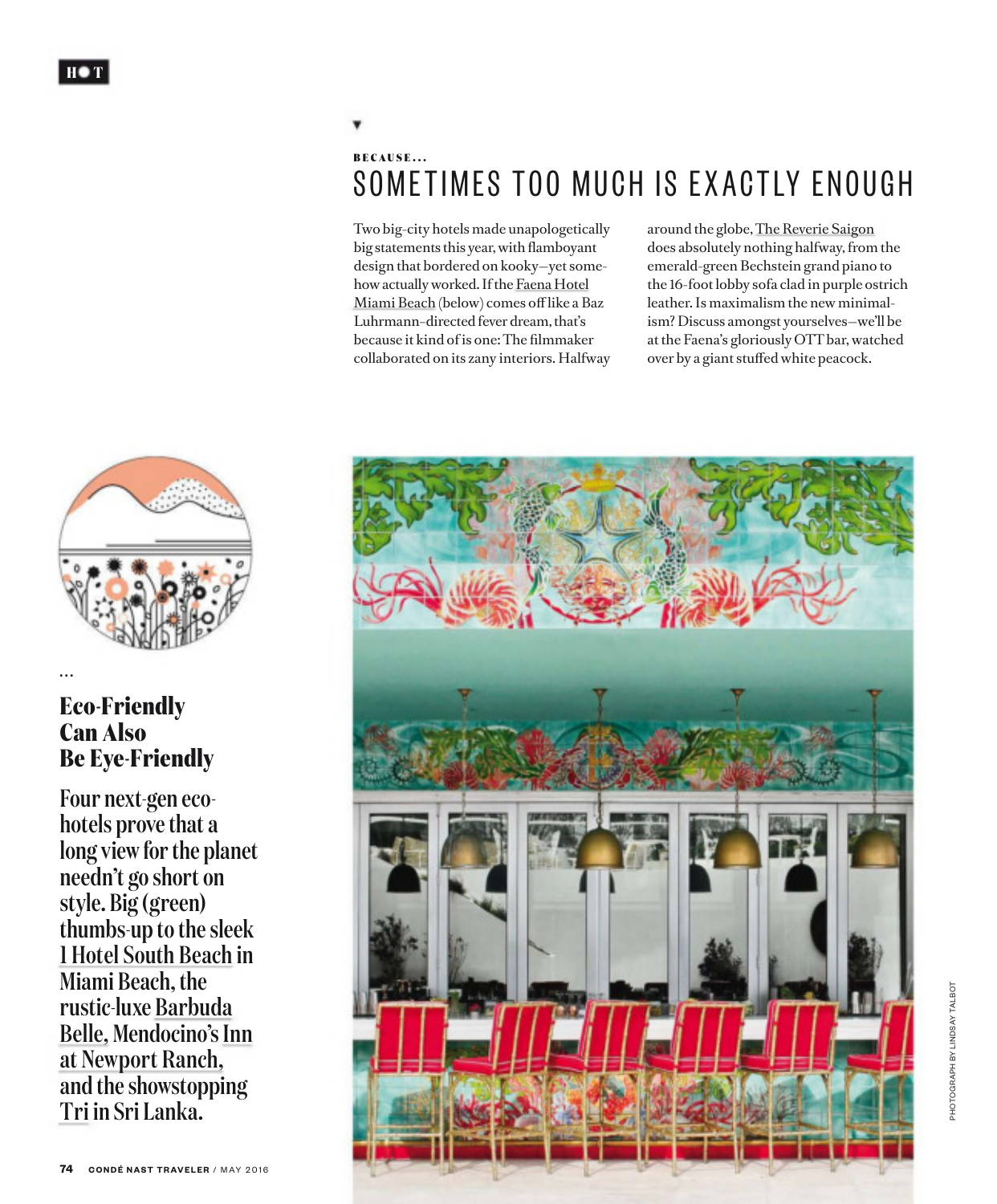HOT

BECAUSE...

# SOMETIMES TOO MUCH IS EXACTLY ENOUGH

Two big-city hotels made unapologetically big statements this year, with flamboyant design that bordered on kooky—yet somehow actually worked. If the Faena Hotel Miami Beach (below) comes off like a Baz Luhrmann–directed fever dream, that's because it kind of is one: The filmmaker collaborated on its zany interiors. Halfway around the globe, The Reverie Saigon does absolutely nothing halfway, from the emerald-green Bechstein grand piano to the 16-foot lobby sofa clad in purple ostrich leather. Is maximalism the new minimalism? Discuss amongst yourselves—we'll be at the Faena's gloriously OTT bar, watched over by a giant stuffed white peacock.

...

## Eco-Friendly Can Also Be Eye-Friendly

Four next-gen eco-hotels prove that a long view for the planet needn't go short on style. Big (green) thumbs-up to the sleek 1 Hotel South Beach in Miami Beach, the rustic-luxe Barbuda Belle, Mendocino's Inn at Newport Ranch, and the showstopping Tri in Sri Lanka.

PHOTOGRAPH BY LINDSAY TALBOT